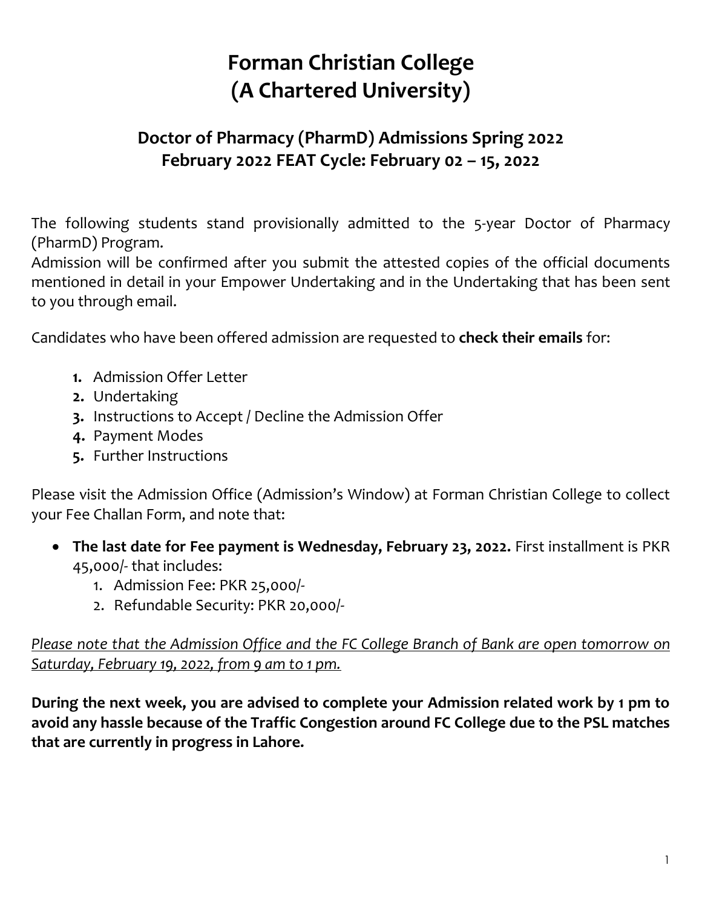# Forman Christian College
# (A Chartered University)

## Doctor of Pharmacy (PharmD) Admissions Spring 2022
## February 2022 FEAT Cycle: February 02 – 15, 2022

The following students stand provisionally admitted to the 5-year Doctor of Pharmacy (PharmD) Program.
Admission will be confirmed after you submit the attested copies of the official documents mentioned in detail in your Empower Undertaking and in the Undertaking that has been sent to you through email.

Candidates who have been offered admission are requested to **check their emails** for:

1. Admission Offer Letter
2. Undertaking
3. Instructions to Accept / Decline the Admission Offer
4. Payment Modes
5. Further Instructions

Please visit the Admission Office (Admission's Window) at Forman Christian College to collect your Fee Challan Form, and note that:

- **The last date for Fee payment is Wednesday, February 23, 2022.** First installment is PKR 45,000/- that includes:
  1. Admission Fee: PKR 25,000/-
  2. Refundable Security: PKR 20,000/-

*Please note that the Admission Office and the FC College Branch of Bank are open tomorrow on Saturday, February 19, 2022, from 9 am to 1 pm.*

**During the next week, you are advised to complete your Admission related work by 1 pm to avoid any hassle because of the Traffic Congestion around FC College due to the PSL matches that are currently in progress in Lahore.**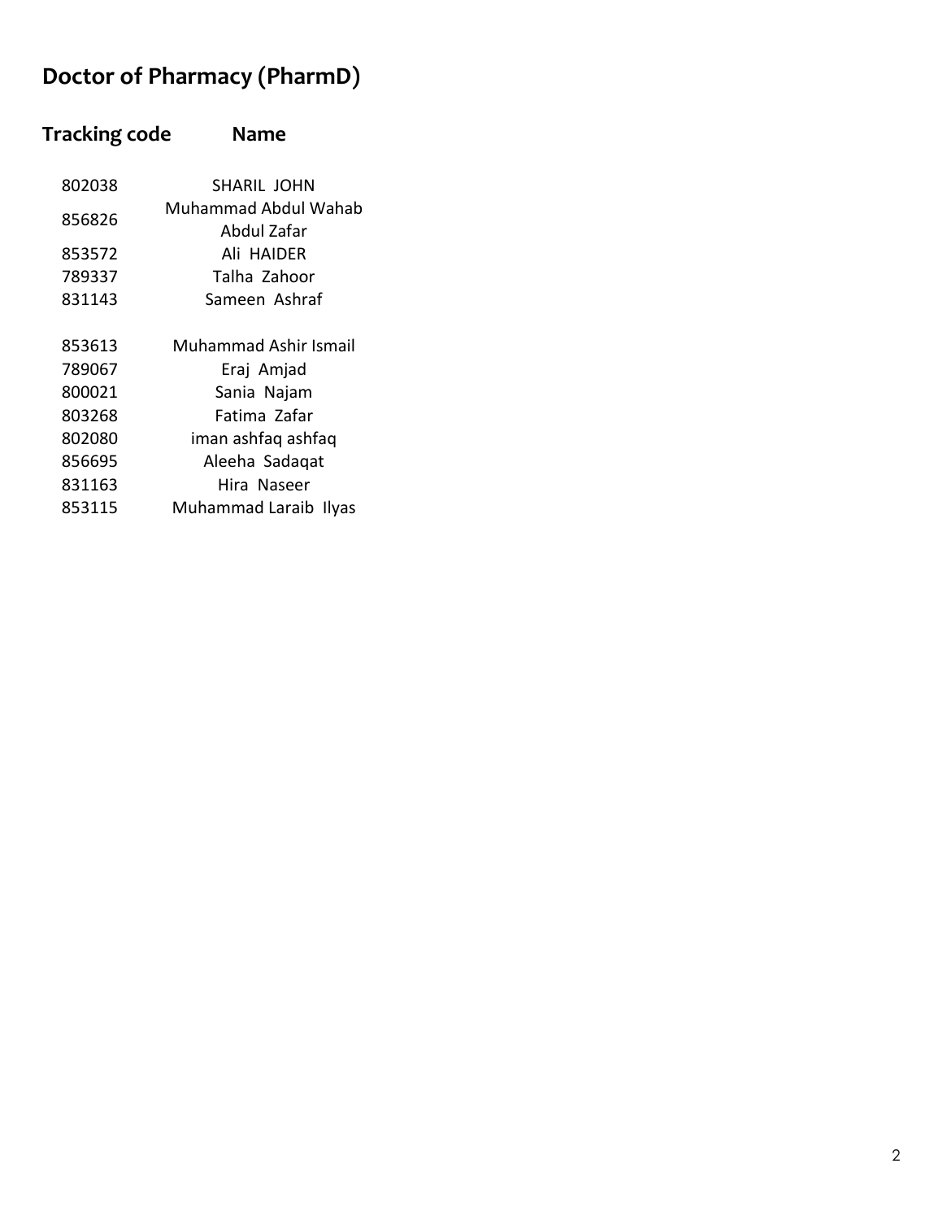## Doctor of Pharmacy (PharmD)

| Tracking code | Name |
|---|---|
| 802038 | SHARIL JOHN |
| 856826 | Muhammad Abdul Wahab Abdul Zafar |
| 853572 | Ali HAIDER |
| 789337 | Talha Zahoor |
| 831143 | Sameen Ashraf |
| 853613 | Muhammad Ashir Ismail |
| 789067 | Eraj Amjad |
| 800021 | Sania Najam |
| 803268 | Fatima Zafar |
| 802080 | iman ashfaq ashfaq |
| 856695 | Aleeha Sadaqat |
| 831163 | Hira Naseer |
| 853115 | Muhammad Laraib Ilyas |